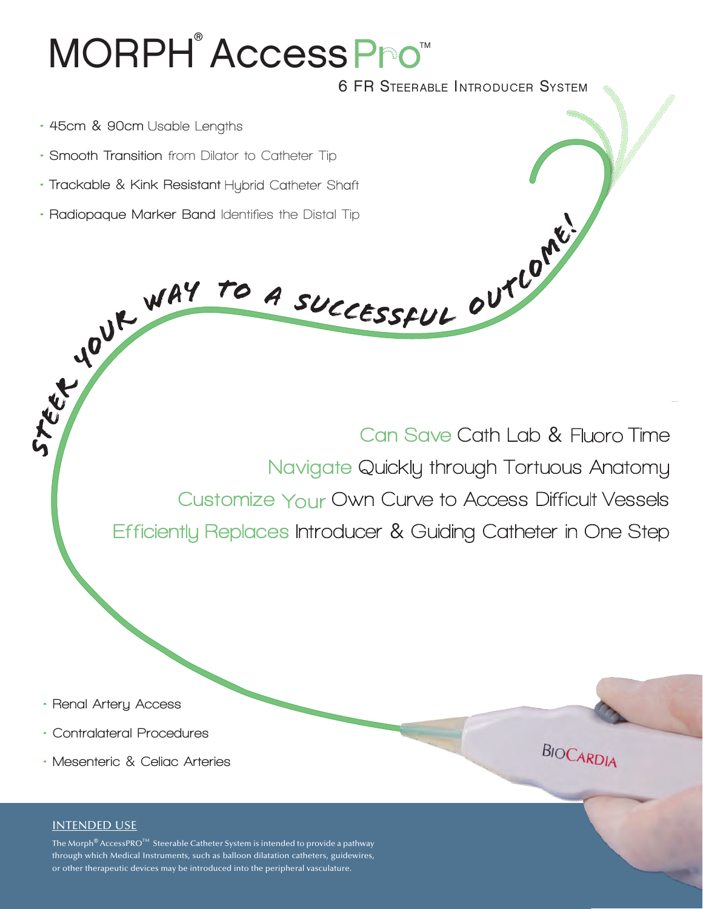# MORPH® AccessPro™

## 6 FR Steerable Introducer System

- 45cm & 90cm Usable Lengths
- Smooth Transition from Dilator to Catheter Tip
- Trackable & Kink Resistant Hybrid Catheter Shaft
- Radiopaque Marker Band Identifies the Distal Tip

STEER YOUR WAY TO A SUCCESSFUL OUTCOME!

Can Save Cath Lab & Fluoro Time

Navigate Quickly through Tortuous Anatomy

Customize Your Own Curve to Access Difficult Vessels

Efficiently Replaces Introducer & Guiding Catheter in One Step

- Renal Artery Access
- Contralateral Procedures
- Mesenteric & Celiac Arteries

BIOCARDIA

**INTENDED USE**

The Morph® AccessPRO™ Steerable Catheter System is intended to provide a pathway through which Medical Instruments, such as balloon dilatation catheters, guidewires, or other therapeutic devices may be introduced into the peripheral vasculature.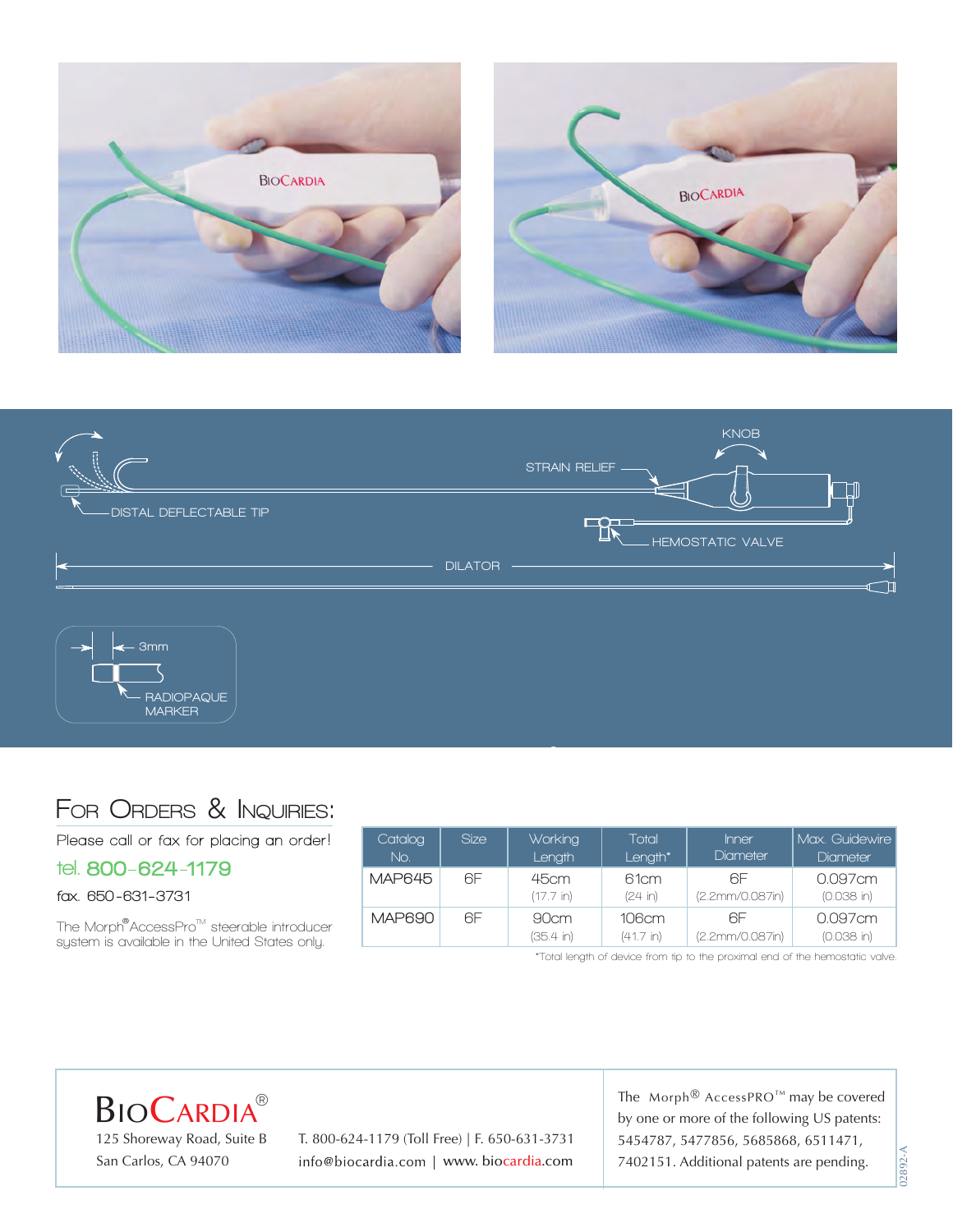DISTAL DEFLECTABLE TIP

STRAIN RELIEF

KNOB

HEMOSTATIC VALVE

DILATOR

3mm

RADIOPAQUE MARKER

## For Orders & Inquiries:

Please call or fax for placing an order!

tel. **800-624-1179**

fax. 650-631-3731

The Morph® AccessPro™ steerable introducer system is available in the United States only.

| Catalog No. | Size | Working Length | Total Length* | Inner Diameter | Max. Guidewire Diameter |
|---|---|---|---|---|---|
| MAP645 | 6F | 45cm (17.7 in) | 61cm (24 in) | 6F (2.2mm/0.087in) | 0.097cm (0.038 in) |
| MAP690 | 6F | 90cm (35.4 in) | 106cm (41.7 in) | 6F (2.2mm/0.087in) | 0.097cm (0.038 in) |

*Total length of device from tip to the proximal end of the hemostatic valve.

**BioCardia®**

125 Shoreway Road, Suite B
San Carlos, CA 94070

T. 800-624-1179 (Toll Free) | F. 650-631-3731
info@biocardia.com | www. biocardia.com

The Morph® AccessPRO™ may be covered by one or more of the following US patents: 5454787, 5477856, 5685868, 6511471, 7402151. Additional patents are pending.

02892-A